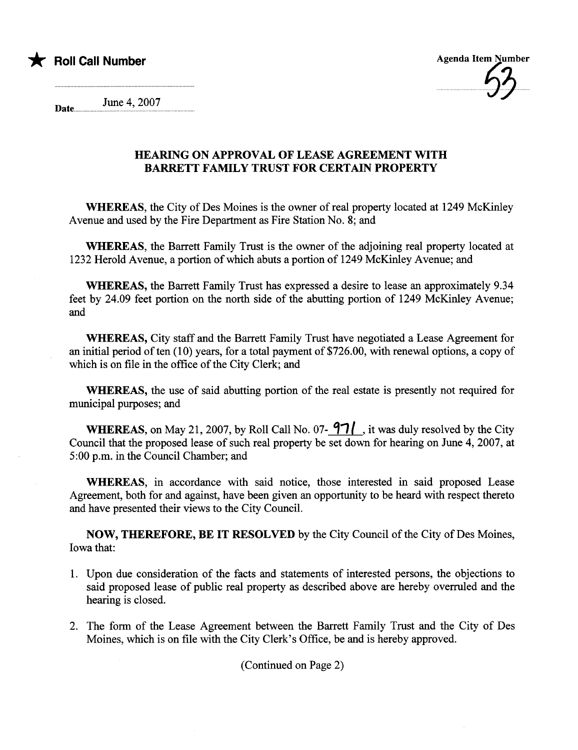★ **Roll Call Number**

Agenda Item Number 53

Date June 4, 2007

## HEARING ON APPROVAL OF LEASE AGREEMENT WITH BARRETT FAMILY TRUST FOR CERTAIN PROPERTY

**WHEREAS**, the City of Des Moines is the owner of real property located at 1249 McKinley Avenue and used by the Fire Department as Fire Station No. 8; and

**WHEREAS**, the Barrett Family Trust is the owner of the adjoining real property located at 1232 Herold Avenue, a portion of which abuts a portion of 1249 McKinley Avenue; and

**WHEREAS**, the Barrett Family Trust has expressed a desire to lease an approximately 9.34 feet by 24.09 feet portion on the north side of the abutting portion of 1249 McKinley Avenue; and

**WHEREAS**, City staff and the Barrett Family Trust have negotiated a Lease Agreement for an initial period of ten (10) years, for a total payment of $726.00, with renewal options, a copy of which is on file in the office of the City Clerk; and

**WHEREAS**, the use of said abutting portion of the real estate is presently not required for municipal purposes; and

**WHEREAS**, on May 21, 2007, by Roll Call No. 07-971, it was duly resolved by the City Council that the proposed lease of such real property be set down for hearing on June 4, 2007, at 5:00 p.m. in the Council Chamber; and

**WHEREAS**, in accordance with said notice, those interested in said proposed Lease Agreement, both for and against, have been given an opportunity to be heard with respect thereto and have presented their views to the City Council.

**NOW, THEREFORE, BE IT RESOLVED** by the City Council of the City of Des Moines, Iowa that:

1. Upon due consideration of the facts and statements of interested persons, the objections to said proposed lease of public real property as described above are hereby overruled and the hearing is closed.
2. The form of the Lease Agreement between the Barrett Family Trust and the City of Des Moines, which is on file with the City Clerk's Office, be and is hereby approved.

(Continued on Page 2)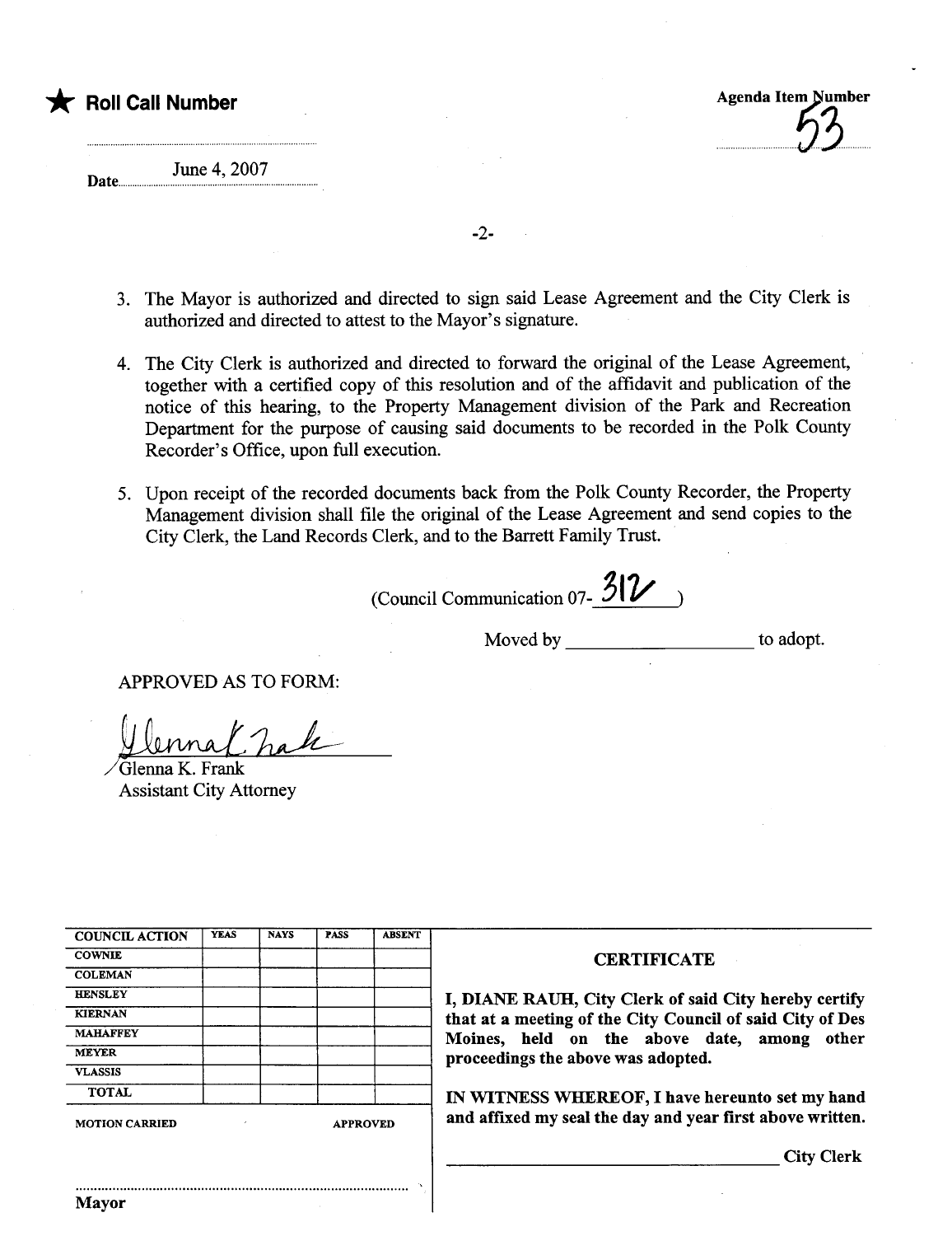★ **Roll Call Number**

Agenda Item Number 53

Date June 4, 2007

3. The Mayor is authorized and directed to sign said Lease Agreement and the City Clerk is authorized and directed to attest to the Mayor's signature.

4. The City Clerk is authorized and directed to forward the original of the Lease Agreement, together with a certified copy of this resolution and of the affidavit and publication of the notice of this hearing, to the Property Management division of the Park and Recreation Department for the purpose of causing said documents to be recorded in the Polk County Recorder's Office, upon full execution.

5. Upon receipt of the recorded documents back from the Polk County Recorder, the Property Management division shall file the original of the Lease Agreement and send copies to the City Clerk, the Land Records Clerk, and to the Barrett Family Trust.

(Council Communication 07- 312 )

Moved by ____________________ to adopt.

APPROVED AS TO FORM:

Glenna K. Frank
Assistant City Attorney

| COUNCIL ACTION | YEAS | NAYS | PASS | ABSENT |
|---|---|---|---|---|
| COWNIE | | | | |
| COLEMAN | | | | |
| HENSLEY | | | | |
| KIERNAN | | | | |
| MAHAFFEY | | | | |
| MEYER | | | | |
| VLASSIS | | | | |
| TOTAL | | | | |

MOTION CARRIED APPROVED

Mayor

**CERTIFICATE**

**I, DIANE RAUH, City Clerk of said City hereby certify that at a meeting of the City Council of said City of Des Moines, held on the above date, among other proceedings the above was adopted.**

**IN WITNESS WHEREOF, I have hereunto set my hand and affixed my seal the day and year first above written.**

____________________ City Clerk